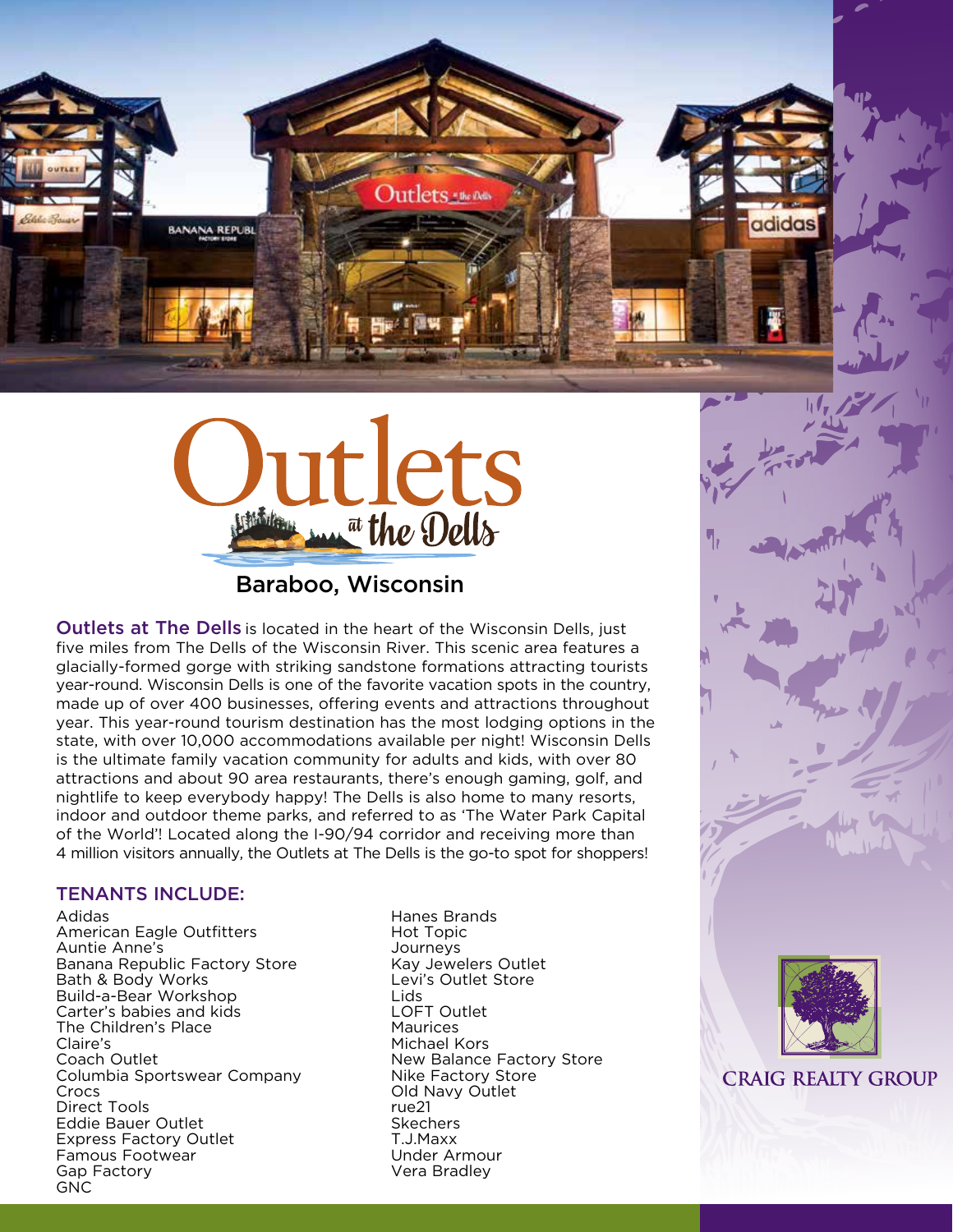# Outlets at the Dells

## Baraboo, Wisconsin

**Outlets at The Dells** is located in the heart of the Wisconsin Dells, just five miles from The Dells of the Wisconsin River. This scenic area features a glacially-formed gorge with striking sandstone formations attracting tourists year-round. Wisconsin Dells is one of the favorite vacation spots in the country, made up of over 400 businesses, offering events and attractions throughout year. This year-round tourism destination has the most lodging options in the state, with over 10,000 accommodations available per night! Wisconsin Dells is the ultimate family vacation community for adults and kids, with over 80 attractions and about 90 area restaurants, there's enough gaming, golf, and nightlife to keep everybody happy! The Dells is also home to many resorts, indoor and outdoor theme parks, and referred to as 'The Water Park Capital of the World'! Located along the I-90/94 corridor and receiving more than 4 million visitors annually, the Outlets at The Dells is the go-to spot for shoppers!

### TENANTS INCLUDE:

Adidas
American Eagle Outfitters
Auntie Anne's
Banana Republic Factory Store
Bath & Body Works
Build-a-Bear Workshop
Carter's babies and kids
The Children's Place
Claire's
Coach Outlet
Columbia Sportswear Company
Crocs
Direct Tools
Eddie Bauer Outlet
Express Factory Outlet
Famous Footwear
Gap Factory
GNC
Hanes Brands
Hot Topic
Journeys
Kay Jewelers Outlet
Levi's Outlet Store
Lids
LOFT Outlet
Maurices
Michael Kors
New Balance Factory Store
Nike Factory Store
Old Navy Outlet
rue21
Skechers
T.J.Maxx
Under Armour
Vera Bradley

CRAIG REALTY GROUP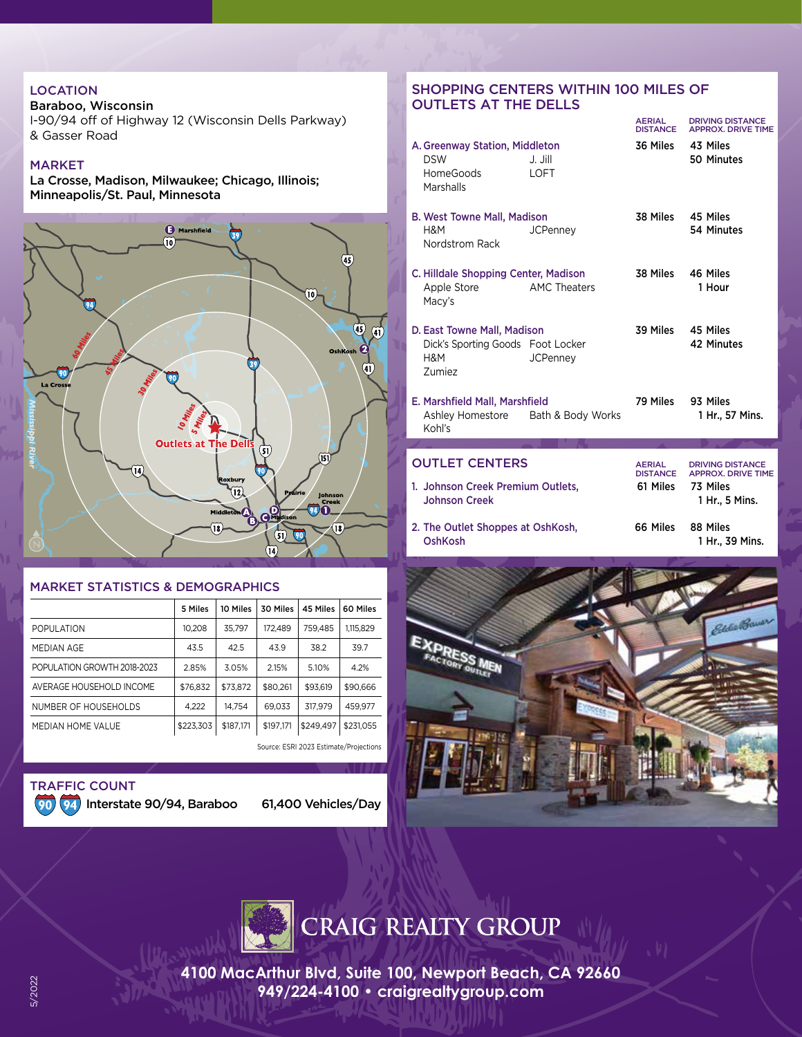## LOCATION

**Baraboo, Wisconsin**

I-90/94 off of Highway 12 (Wisconsin Dells Parkway) & Gasser Road

## MARKET

**La Crosse, Madison, Milwaukee; Chicago, Illinois; Minneapolis/St. Paul, Minnesota**

Marshfield
La Crosse
OshKosh
Mississippi River
60 Miles
45 Miles
30 Miles
10 Miles
5 Miles
Outlets at The Dells
Roxbury
Prairie
Johnson Creek
Middleton
Madison

## MARKET STATISTICS & DEMOGRAPHICS

| | 5 Miles | 10 Miles | 30 Miles | 45 Miles | 60 Miles |
|---|---|---|---|---|---|
| POPULATION | 10,208 | 35,797 | 172,489 | 759,485 | 1,115,829 |
| MEDIAN AGE | 43.5 | 42.5 | 43.9 | 38.2 | 39.7 |
| POPULATION GROWTH 2018-2023 | 2.85% | 3.05% | 2.15% | 5.10% | 4.2% |
| AVERAGE HOUSEHOLD INCOME | $76,832 | $73,872 | $80,261 | $93,619 | $90,666 |
| NUMBER OF HOUSEHOLDS | 4,222 | 14,754 | 69,033 | 317,979 | 459,977 |
| MEDIAN HOME VALUE | $223,303 | $187,171 | $197,171 | $249,497 | $231,055 |

Source: ESRI 2023 Estimate/Projections

## TRAFFIC COUNT

**90 94 Interstate 90/94, Baraboo** **61,400 Vehicles/Day**

## SHOPPING CENTERS WITHIN 100 MILES OF OUTLETS AT THE DELLS

| | AERIAL DISTANCE | DRIVING DISTANCE APPROX. DRIVE TIME |
|---|---|---|
| **A. Greenway Station, Middleton**<br>DSW, J. Jill, HomeGoods, LOFT, Marshalls | 36 Miles | 43 Miles<br>50 Minutes |
| **B. West Towne Mall, Madison**<br>H&M, JCPenney, Nordstrom Rack | 38 Miles | 45 Miles<br>54 Minutes |
| **C. Hilldale Shopping Center, Madison**<br>Apple Store, AMC Theaters, Macy's | 38 Miles | 46 Miles<br>1 Hour |
| **D. East Towne Mall, Madison**<br>Dick's Sporting Goods, Foot Locker, H&M, JCPenney, Zumiez | 39 Miles | 45 Miles<br>42 Minutes |
| **E. Marshfield Mall, Marshfield**<br>Ashley Homestore, Bath & Body Works, Kohl's | 79 Miles | 93 Miles<br>1 Hr., 57 Mins. |

## OUTLET CENTERS

| | AERIAL DISTANCE | DRIVING DISTANCE APPROX. DRIVE TIME |
|---|---|---|
| **1. Johnson Creek Premium Outlets, Johnson Creek** | 61 Miles | 73 Miles<br>1 Hr., 5 Mins. |
| **2. The Outlet Shoppes at OshKosh, OshKosh** | 66 Miles | 88 Miles<br>1 Hr., 39 Mins. |

**CRAIG REALTY GROUP**

**4100 MacArthur Blvd, Suite 100, Newport Beach, CA 92660**
**949/224-4100 • craigrealtygroup.com**

5/2022